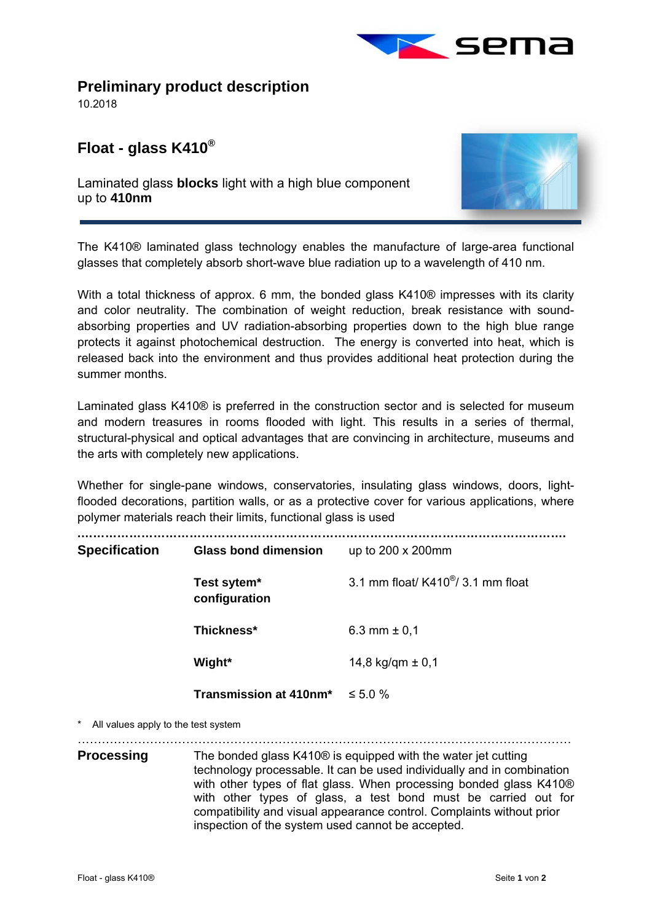## Preliminary product description

10.2018

# Float - glass K410®

Laminated glass **blocks** light with a high blue component up to **410nm**

The K410® laminated glass technology enables the manufacture of large-area functional glasses that completely absorb short-wave blue radiation up to a wavelength of 410 nm.

With a total thickness of approx. 6 mm, the bonded glass K410® impresses with its clarity and color neutrality. The combination of weight reduction, break resistance with sound-absorbing properties and UV radiation-absorbing properties down to the high blue range protects it against photochemical destruction. The energy is converted into heat, which is released back into the environment and thus provides additional heat protection during the summer months.

Laminated glass K410® is preferred in the construction sector and is selected for museum and modern treasures in rooms flooded with light. This results in a series of thermal, structural-physical and optical advantages that are convincing in architecture, museums and the arts with completely new applications.

Whether for single-pane windows, conservatories, insulating glass windows, doors, light-flooded decorations, partition walls, or as a protective cover for various applications, where polymer materials reach their limits, functional glass is used

| **Specification** | **Glass bond dimension** | up to 200 x 200mm |
|---|---|---|
| | **Test sytem* configuration** | 3.1 mm float/ K410®/ 3.1 mm float |
| | **Thickness*** | 6.3 mm ± 0,1 |
| | **Wight*** | 14,8 kg/qm ± 0,1 |
| | **Transmission at 410nm*** | ≤ 5.0 % |

\* All values apply to the test system

**Processing**

The bonded glass K410® is equipped with the water jet cutting technology processable. It can be used individually and in combination with other types of flat glass. When processing bonded glass K410® with other types of glass, a test bond must be carried out for compatibility and visual appearance control. Complaints without prior inspection of the system used cannot be accepted.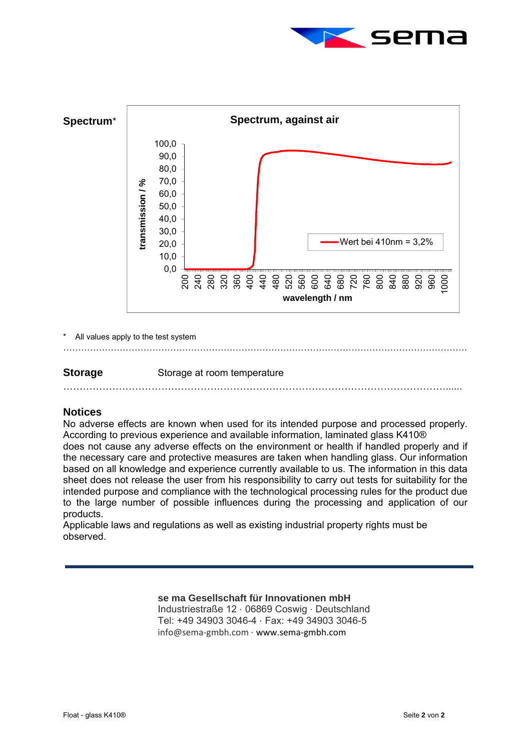**Spectrum***

Spectrum, against air

transmission / %

100,0
90,0
80,0
70,0
60,0
50,0
40,0
30,0
20,0
10,0
0,0

200 240 280 320 360 400 440 480 520 560 600 640 680 720 760 800 840 880 920 960 1000

wavelength / nm

Wert bei 410nm = 3,2%

\* All values apply to the test system

---

**Storage** Storage at room temperature

---

## Notices

No adverse effects are known when used for its intended purpose and processed properly. According to previous experience and available information, laminated glass K410® does not cause any adverse effects on the environment or health if handled properly and if the necessary care and protective measures are taken when handling glass. Our information based on all knowledge and experience currently available to us. The information in this data sheet does not release the user from his responsibility to carry out tests for suitability for the intended purpose and compliance with the technological processing rules for the product due to the large number of possible influences during the processing and application of our products.
Applicable laws and regulations as well as existing industrial property rights must be observed.

---

**se ma Gesellschaft für Innovationen mbH**
Industriestraße 12 · 06869 Coswig · Deutschland
Tel: +49 34903 3046-4 · Fax: +49 34903 3046-5
info@sema-gmbh.com · www.sema-gmbh.com